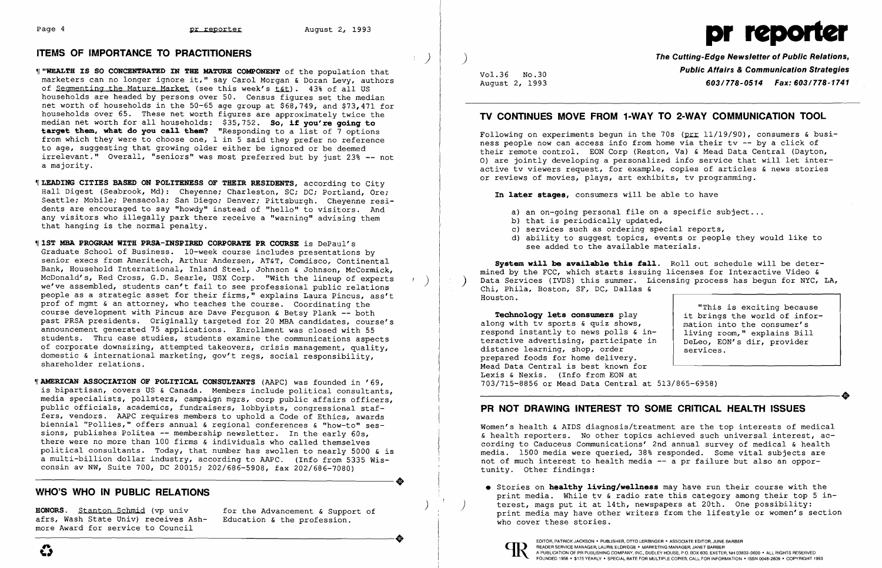## ITEMS OF IMPORTANCE TO PRACTITIONERS

¶ **"WEALTH IS SO CONCENTRATED IN THE MATURE COMPONENT** of the population that marketers can no longer ignore it," say Carol Morgan & Doran Levy, authors of Segmenting the Mature Market (see this week's t&t). 43% of all US households are headed by persons over 50. Census figures set the median net worth of households in the 50-65 age group at $68,749, and $73,471 for households over 65. These net worth figures are approximately twice the median net worth for all households: $35,752. **So, if you're going to target them, what do you call them?** "Responding to a list of 7 options from which they were to choose one, 1 in 5 said they prefer no reference to age, suggesting that growing older either be ignored or be deemed irrelevant." Overall, "seniors" was most preferred but by just 23% -- not a majority.

¶ **LEADING CITIES BASED ON POLITENESS OF THEIR RESIDENTS**, according to City Hall Digest (Seabrook, Md): Cheyenne; Charleston, SC; DC; Portland, Ore; Seattle; Mobile; Pensacola; San Diego; Denver; Pittsburgh. Cheyenne residents are encouraged to say "howdy" instead of "hello" to visitors. And any visitors who illegally park there receive a "warning" advising them that hanging is the normal penalty.

¶ **1ST MBA PROGRAM WITH PRSA-INSPIRED CORPORATE PR COURSE** is DePaul's Graduate School of Business. 10-week course includes presentations by senior execs from Ameritech, Arthur Andersen, AT&T, Comdisco, Continental Bank, Household International, Inland Steel, Johnson & Johnson, McCormick, McDonald's, Red Cross, G.D. Searle, USX Corp. "With the lineup of experts we've assembled, students can't fail to see professional public relations people as a strategic asset for their firms," explains Laura Pincus, ass't prof of mgmt & an attorney, who teaches the course. Coordinating the course development with Pincus are Dave Ferguson & Betsy Plank -- both past PRSA presidents. Originally targeted for 20 MBA candidates, course's announcement generated 75 applications. Enrollment was closed with 55 students. Thru case studies, students examine the communications aspects of corporate downsizing, attempted takeovers, crisis management, quality, domestic & international marketing, gov't regs, social responsibility, shareholder relations.

¶ **AMERICAN ASSOCIATION OF POLITICAL CONSULTANTS** (AAPC) was founded in '69, is bipartisan, covers US & Canada. Members include political consultants, media specialists, pollsters, campaign mgrs, corp public affairs officers, public officials, academics, fundraisers, lobbyists, congressional staffers, vendors. AAPC requires members to uphold a Code of Ethics, awards biennial "Pollies," offers annual & regional conferences & "how-to" sessions, publishes Politea -- membership newsletter. In the early 60s, there were no more than 100 firms & individuals who called themselves political consultants. Today, that number has swollen to nearly 5000 & is a multi-billion dollar industry, according to AAPC. (Info from 5335 Wisconsin av NW, Suite 700, DC 20015; 202/686-5908, fax 202/686-7080)

## WHO'S WHO IN PUBLIC RELATIONS

**HONORS.** Stanton Schmid (vp univ afrs, Wash State Univ) receives Ashmore Award for service to Council for the Advancement & Support of Education & the profession.

# pr reporter

**The Cutting-Edge Newsletter of Public Relations, Public Affairs & Communication Strategies**
**603/778-0514 Fax: 603/778-1741**

Vol.36 No.30
August 2, 1993

## TV CONTINUES MOVE FROM 1-WAY TO 2-WAY COMMUNICATION TOOL

Following on experiments begun in the 70s (prr 11/19/90), consumers & business people now can access info from home via their tv -- by a click of their remote control. EON Corp (Reston, Va) & Mead Data Central (Dayton, O) are jointly developing a personalized info service that will let interactive tv viewers request, for example, copies of articles & news stories or reviews of movies, plays, art exhibits, tv programming.

**In later stages**, consumers will be able to have

a) an on-going personal file on a specific subject...
b) that is periodically updated,
c) services such as ordering special reports,
d) ability to suggest topics, events or people they would like to see added to the available materials.

**System will be available this fall.** Roll out schedule will be determined by the FCC, which starts issuing licenses for Interactive Video & Data Services (IVDS) this summer. Licensing process has begun for NYC, LA, Chi, Phila, Boston, SF, DC, Dallas & Houston.

> "This is exciting because it brings the world of information into the consumer's living room," explains Bill DeLeo, EON's dir, provider services.

**Technology lets consumers** play along with tv sports & quiz shows, respond instantly to news polls & interactive advertising, participate in distance learning, shop, order prepared foods for home delivery. Mead Data Central is best known for Lexis & Nexis. (Info from EON at 703/715-8856 or Mead Data Central at 513/865-6958)

## PR NOT DRAWING INTEREST TO SOME CRITICAL HEALTH ISSUES

Women's health & AIDS diagnosis/treatment are the top interests of medical & health reporters. No other topics achieved such universal interest, according to Caduceus Communications' 2nd annual survey of medical & health media. 1500 media were queried, 38% responded. Some vital subjects are not of much interest to health media -- a pr failure but also an opportunity. Other findings:

- Stories on **healthy living/wellness** may have run their course with the print media. While tv & radio rate this category among their top 5 interest, mags put it at 14th, newspapers at 20th. One possibility: print media may have other writers from the lifestyle or women's section who cover these stories.

EDITOR, PATRICK JACKSON • PUBLISHER, OTTO LERBINGER • ASSOCIATE EDITOR, JUNE BARBER
READER SERVICE MANAGER, LAURIE ELDRIDGE • MARKETING MANAGER, JANET BARBER
A PUBLICATION OF PR PUBLISHING COMPANY, INC., DUDLEY HOUSE, P.O. BOX 600, EXETER, NH 03833-0600 • ALL RIGHTS RESERVED
FOUNDED 1958 • $175 YEARLY • SPECIAL RATE FOR MULTIPLE COPIES; CALL FOR INFORMATION • ISSN 0048-2609 • COPYRIGHT 1993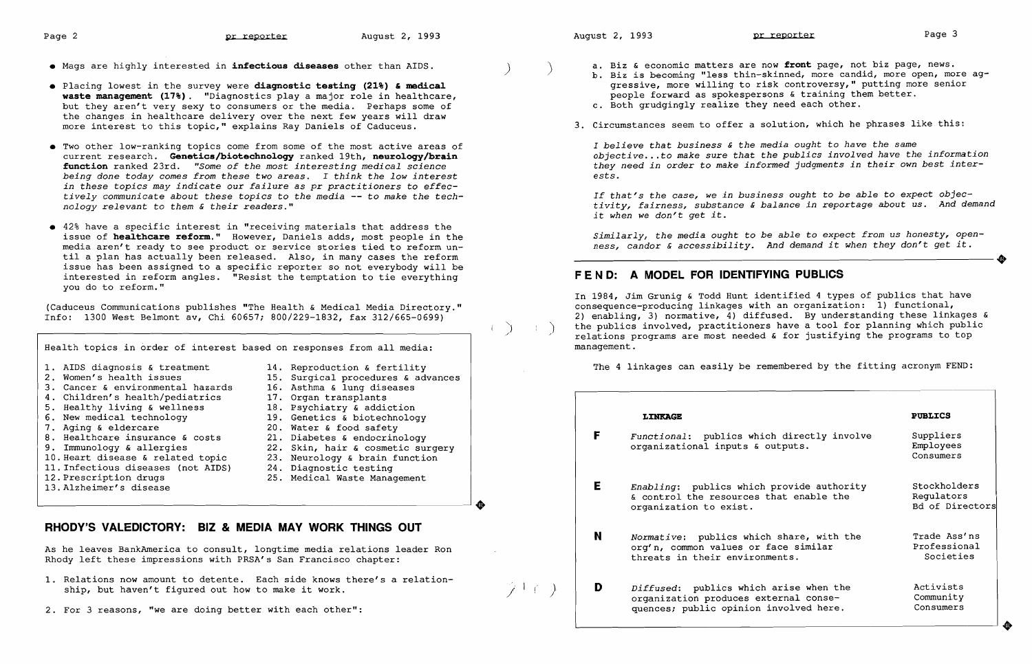- Mags are highly interested in **infectious diseases** other than AIDS.

- Placing lowest in the survey were **diagnostic testing (21%) & medical waste management (17%)**. "Diagnostics play a major role in healthcare, but they aren't very sexy to consumers or the media. Perhaps some of the changes in healthcare delivery over the next few years will draw more interest to this topic," explains Ray Daniels of Caduceus.

- Two other low-ranking topics come from some of the most active areas of current research. **Genetics/biotechnology** ranked 19th, **neurology/brain function** ranked 23rd. *"Some of the most interesting medical science being done today comes from these two areas. I think the low interest in these topics may indicate our failure as pr practitioners to effectively communicate about these topics to the media -- to make the technology relevant to them & their readers."*

- 42% have a specific interest in "receiving materials that address the issue of **healthcare reform**." However, Daniels adds, most people in the media aren't ready to see product or service stories tied to reform until a plan has actually been released. Also, in many cases the reform issue has been assigned to a specific reporter so not everybody will be interested in reform angles. "Resist the temptation to tie everything you do to reform."

(Caduceus Communications publishes "The Health & Medical Media Directory." Info: 1300 West Belmont av, Chi 60657; 800/229-1832, fax 312/665-0699)

Health topics in order of interest based on responses from all media:

1. AIDS diagnosis & treatment
2. Women's health issues
3. Cancer & environmental hazards
4. Children's health/pediatrics
5. Healthy living & wellness
6. New medical technology
7. Aging & eldercare
8. Healthcare insurance & costs
9. Immunology & allergies
10. Heart disease & related topic
11. Infectious diseases (not AIDS)
12. Prescription drugs
13. Alzheimer's disease
14. Reproduction & fertility
15. Surgical procedures & advances
16. Asthma & lung diseases
17. Organ transplants
18. Psychiatry & addiction
19. Genetics & biotechnology
20. Water & food safety
21. Diabetes & endocrinology
22. Skin, hair & cosmetic surgery
23. Neurology & brain function
24. Diagnostic testing
25. Medical Waste Management

## RHODY'S VALEDICTORY: BIZ & MEDIA MAY WORK THINGS OUT

As he leaves BankAmerica to consult, longtime media relations leader Ron Rhody left these impressions with PRSA's San Francisco chapter:

1. Relations now amount to detente. Each side knows there's a relationship, but haven't figured out how to make it work.

2. For 3 reasons, "we are doing better with each other":

   a. Biz & economic matters are now **front** page, not biz page, news.
   b. Biz is becoming "less thin-skinned, more candid, more open, more aggressive, more willing to risk controversy," putting more senior people forward as spokespersons & training them better.
   c. Both grudgingly realize they need each other.

3. Circumstances seem to offer a solution, which he phrases like this:

*I believe that business & the media ought to have the same objective...to make sure that the publics involved have the information they need in order to make informed judgments in their own best interests.*

*If that's the case, we in business ought to be able to expect objectivity, fairness, substance & balance in reportage about us. And demand it when we don't get it.*

*Similarly, the media ought to be able to expect from us honesty, openness, candor & accessibility. And demand it when they don't get it.*

## FEND: A MODEL FOR IDENTIFYING PUBLICS

In 1984, Jim Grunig & Todd Hunt identified 4 types of publics that have consequence-producing linkages with an organization: 1) functional, 2) enabling, 3) normative, 4) diffused. By understanding these linkages & the publics involved, practitioners have a tool for planning which public relations programs are most needed & for justifying the programs to top management.

The 4 linkages can easily be remembered by the fitting acronym FEND:

| | LINKAGE | PUBLICS |
|---|---|---|
| **F** | *Functional*: publics which directly involve organizational inputs & outputs. | Suppliers<br>Employees<br>Consumers |
| **E** | *Enabling*: publics which provide authority & control the resources that enable the organization to exist. | Stockholders<br>Regulators<br>Bd of Directors |
| **N** | *Normative*: publics which share, with the org'n, common values or face similar threats in their environments. | Trade Ass'ns<br>Professional Societies |
| **D** | *Diffused*: publics which arise when the organization produces external consequences; public opinion involved here. | Activists<br>Community<br>Consumers |